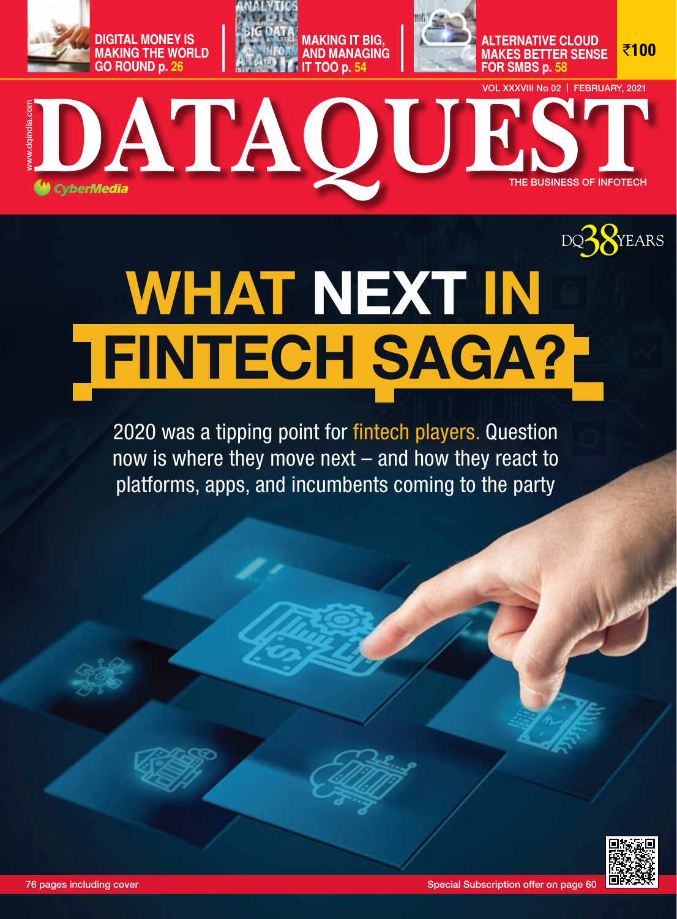DIGITAL MONEY IS MAKING THE WORLD GO ROUND p. 26

MAKING IT BIG, AND MANAGING IT TOO p. 54

ALTERNATIVE CLOUD MAKES BETTER SENSE FOR SMBS p. 58

₹100

VOL XXXVIII No 02 | FEBRUARY, 2021

www.dqindia.com

# DATAQUEST

CyberMedia

THE BUSINESS OF INFOTECH

DQ 38 YEARS

# WHAT NEXT IN FINTECH SAGA?

2020 was a tipping point for fintech players. Question now is where they move next – and how they react to platforms, apps, and incumbents coming to the party

76 pages including cover

Special Subscription offer on page 60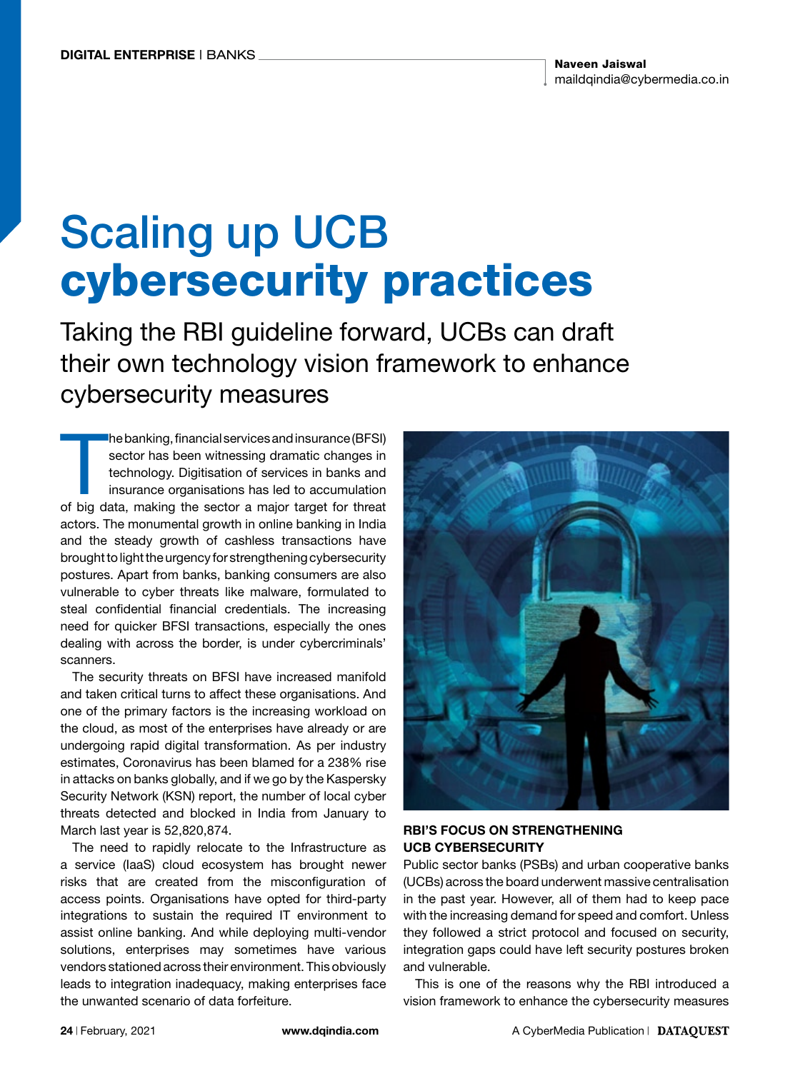DIGITAL ENTERPRISE | BANKS

Naveen Jaiswal
maildqindia@cybermedia.co.in

# Scaling up UCB cybersecurity practices

## Taking the RBI guideline forward, UCBs can draft their own technology vision framework to enhance cybersecurity measures

The banking, financial services and insurance (BFSI) sector has been witnessing dramatic changes in technology. Digitisation of services in banks and insurance organisations has led to accumulation of big data, making the sector a major target for threat actors. The monumental growth in online banking in India and the steady growth of cashless transactions have brought to light the urgency for strengthening cybersecurity postures. Apart from banks, banking consumers are also vulnerable to cyber threats like malware, formulated to steal confidential financial credentials. The increasing need for quicker BFSI transactions, especially the ones dealing with across the border, is under cybercriminals' scanners.

The security threats on BFSI have increased manifold and taken critical turns to affect these organisations. And one of the primary factors is the increasing workload on the cloud, as most of the enterprises have already or are undergoing rapid digital transformation. As per industry estimates, Coronavirus has been blamed for a 238% rise in attacks on banks globally, and if we go by the Kaspersky Security Network (KSN) report, the number of local cyber threats detected and blocked in India from January to March last year is 52,820,874.

The need to rapidly relocate to the Infrastructure as a service (IaaS) cloud ecosystem has brought newer risks that are created from the misconfiguration of access points. Organisations have opted for third-party integrations to sustain the required IT environment to assist online banking. And while deploying multi-vendor solutions, enterprises may sometimes have various vendors stationed across their environment. This obviously leads to integration inadequacy, making enterprises face the unwanted scenario of data forfeiture.

### RBI'S FOCUS ON STRENGTHENING UCB CYBERSECURITY

Public sector banks (PSBs) and urban cooperative banks (UCBs) across the board underwent massive centralisation in the past year. However, all of them had to keep pace with the increasing demand for speed and comfort. Unless they followed a strict protocol and focused on security, integration gaps could have left security postures broken and vulnerable.

This is one of the reasons why the RBI introduced a vision framework to enhance the cybersecurity measures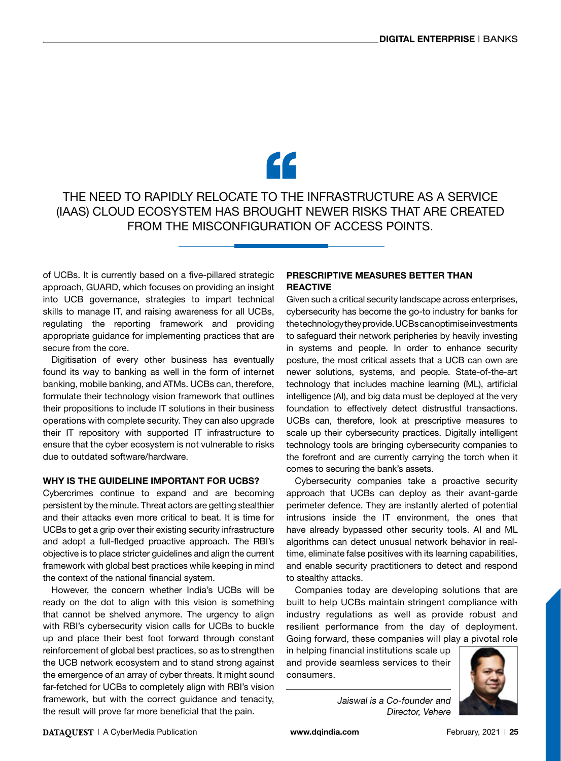> THE NEED TO RAPIDLY RELOCATE TO THE INFRASTRUCTURE AS A SERVICE (IAAS) CLOUD ECOSYSTEM HAS BROUGHT NEWER RISKS THAT ARE CREATED FROM THE MISCONFIGURATION OF ACCESS POINTS.

of UCBs. It is currently based on a five-pillared strategic approach, GUARD, which focuses on providing an insight into UCB governance, strategies to impart technical skills to manage IT, and raising awareness for all UCBs, regulating the reporting framework and providing appropriate guidance for implementing practices that are secure from the core.

Digitisation of every other business has eventually found its way to banking as well in the form of internet banking, mobile banking, and ATMs. UCBs can, therefore, formulate their technology vision framework that outlines their propositions to include IT solutions in their business operations with complete security. They can also upgrade their IT repository with supported IT infrastructure to ensure that the cyber ecosystem is not vulnerable to risks due to outdated software/hardware.

### WHY IS THE GUIDELINE IMPORTANT FOR UCBS?

Cybercrimes continue to expand and are becoming persistent by the minute. Threat actors are getting stealthier and their attacks even more critical to beat. It is time for UCBs to get a grip over their existing security infrastructure and adopt a full-fledged proactive approach. The RBI's objective is to place stricter guidelines and align the current framework with global best practices while keeping in mind the context of the national financial system.

However, the concern whether India's UCBs will be ready on the dot to align with this vision is something that cannot be shelved anymore. The urgency to align with RBI's cybersecurity vision calls for UCBs to buckle up and place their best foot forward through constant reinforcement of global best practices, so as to strengthen the UCB network ecosystem and to stand strong against the emergence of an array of cyber threats. It might sound far-fetched for UCBs to completely align with RBI's vision framework, but with the correct guidance and tenacity, the result will prove far more beneficial that the pain.

### PRESCRIPTIVE MEASURES BETTER THAN REACTIVE

Given such a critical security landscape across enterprises, cybersecurity has become the go-to industry for banks for the technology they provide. UCBs can optimise investments to safeguard their network peripheries by heavily investing in systems and people. In order to enhance security posture, the most critical assets that a UCB can own are newer solutions, systems, and people. State-of-the-art technology that includes machine learning (ML), artificial intelligence (AI), and big data must be deployed at the very foundation to effectively detect distrustful transactions. UCBs can, therefore, look at prescriptive measures to scale up their cybersecurity practices. Digitally intelligent technology tools are bringing cybersecurity companies to the forefront and are currently carrying the torch when it comes to securing the bank's assets.

Cybersecurity companies take a proactive security approach that UCBs can deploy as their avant-garde perimeter defence. They are instantly alerted of potential intrusions inside the IT environment, the ones that have already bypassed other security tools. AI and ML algorithms can detect unusual network behavior in real-time, eliminate false positives with its learning capabilities, and enable security practitioners to detect and respond to stealthy attacks.

Companies today are developing solutions that are built to help UCBs maintain stringent compliance with industry regulations as well as provide robust and resilient performance from the day of deployment. Going forward, these companies will play a pivotal role in helping financial institutions scale up and provide seamless services to their consumers.

*Jaiswal is a Co-founder and Director, Vehere*